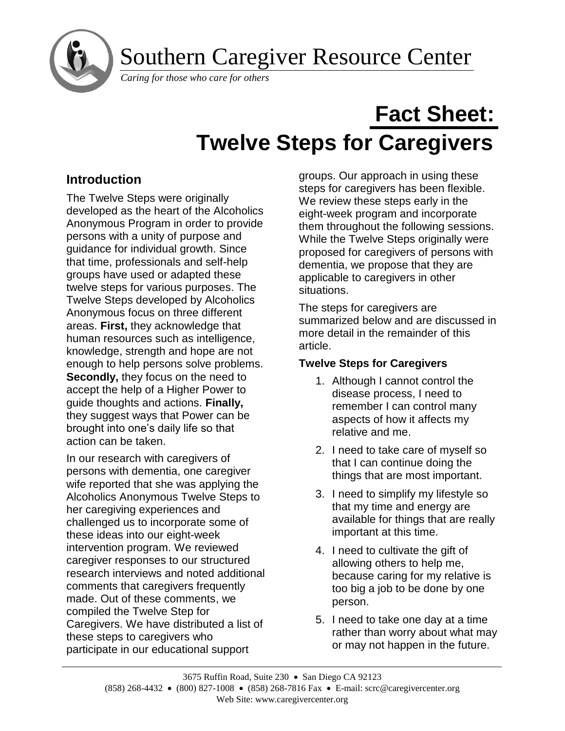# Southern Caregiver Resource Center

*Caring for those who care for others*

# Fact Sheet: Twelve Steps for Caregivers

## Introduction

The Twelve Steps were originally developed as the heart of the Alcoholics Anonymous Program in order to provide persons with a unity of purpose and guidance for individual growth. Since that time, professionals and self-help groups have used or adapted these twelve steps for various purposes. The Twelve Steps developed by Alcoholics Anonymous focus on three different areas. **First,** they acknowledge that human resources such as intelligence, knowledge, strength and hope are not enough to help persons solve problems. **Secondly,** they focus on the need to accept the help of a Higher Power to guide thoughts and actions. **Finally,** they suggest ways that Power can be brought into one's daily life so that action can be taken.

In our research with caregivers of persons with dementia, one caregiver wife reported that she was applying the Alcoholics Anonymous Twelve Steps to her caregiving experiences and challenged us to incorporate some of these ideas into our eight-week intervention program. We reviewed caregiver responses to our structured research interviews and noted additional comments that caregivers frequently made. Out of these comments, we compiled the Twelve Step for Caregivers. We have distributed a list of these steps to caregivers who participate in our educational support groups. Our approach in using these steps for caregivers has been flexible. We review these steps early in the eight-week program and incorporate them throughout the following sessions. While the Twelve Steps originally were proposed for caregivers of persons with dementia, we propose that they are applicable to caregivers in other situations.

The steps for caregivers are summarized below and are discussed in more detail in the remainder of this article.

### Twelve Steps for Caregivers

1. Although I cannot control the disease process, I need to remember I can control many aspects of how it affects my relative and me.
2. I need to take care of myself so that I can continue doing the things that are most important.
3. I need to simplify my lifestyle so that my time and energy are available for things that are really important at this time.
4. I need to cultivate the gift of allowing others to help me, because caring for my relative is too big a job to be done by one person.
5. I need to take one day at a time rather than worry about what may or may not happen in the future.

3675 Ruffin Road, Suite 230 • San Diego CA 92123
(858) 268-4432 • (800) 827-1008 • (858) 268-7816 Fax • E-mail: scrc@caregivercenter.org
Web Site: www.caregivercenter.org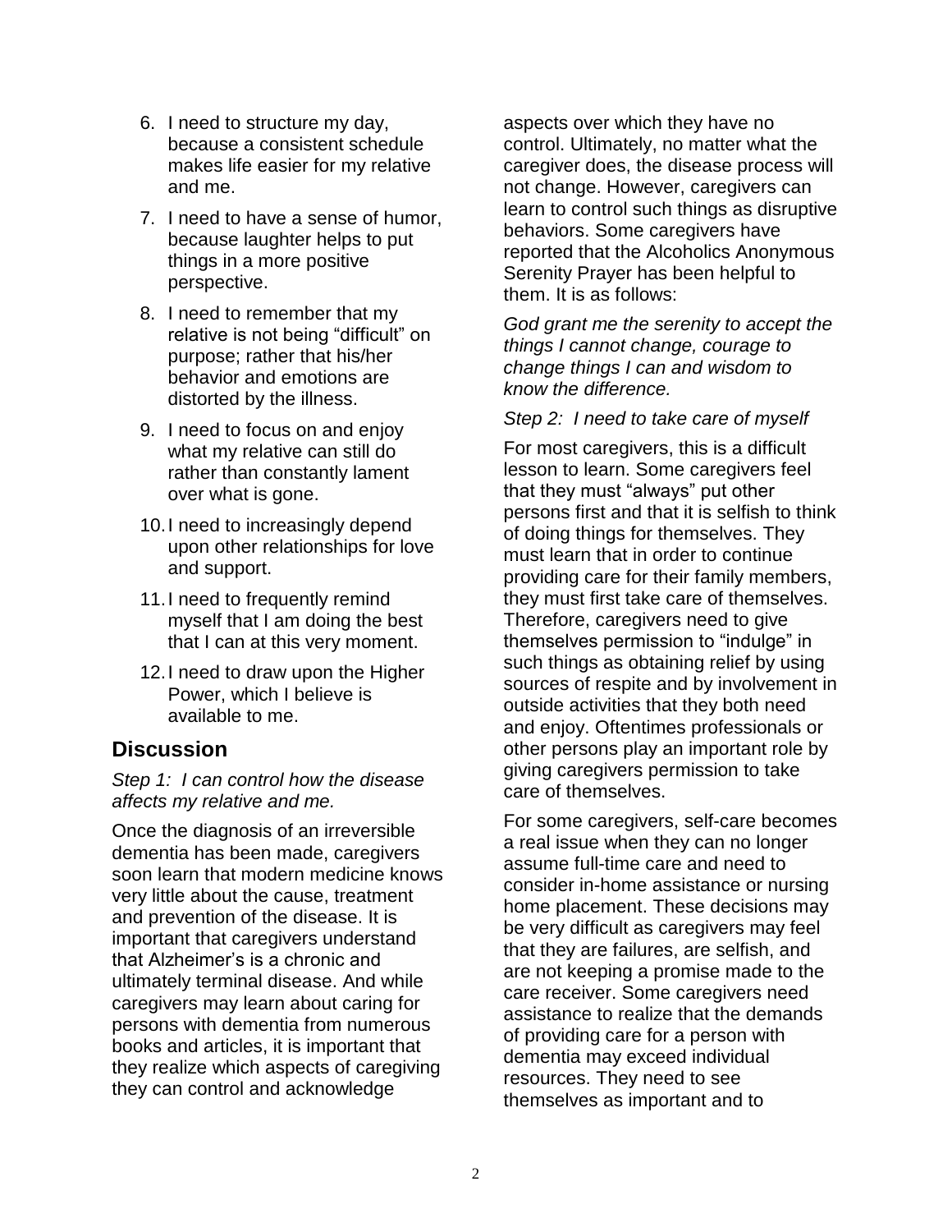6. I need to structure my day, because a consistent schedule makes life easier for my relative and me.

7. I need to have a sense of humor, because laughter helps to put things in a more positive perspective.

8. I need to remember that my relative is not being "difficult" on purpose; rather that his/her behavior and emotions are distorted by the illness.

9. I need to focus on and enjoy what my relative can still do rather than constantly lament over what is gone.

10. I need to increasingly depend upon other relationships for love and support.

11. I need to frequently remind myself that I am doing the best that I can at this very moment.

12. I need to draw upon the Higher Power, which I believe is available to me.

## Discussion

*Step 1: I can control how the disease affects my relative and me.*

Once the diagnosis of an irreversible dementia has been made, caregivers soon learn that modern medicine knows very little about the cause, treatment and prevention of the disease. It is important that caregivers understand that Alzheimer's is a chronic and ultimately terminal disease. And while caregivers may learn about caring for persons with dementia from numerous books and articles, it is important that they realize which aspects of caregiving they can control and acknowledge aspects over which they have no control. Ultimately, no matter what the caregiver does, the disease process will not change. However, caregivers can learn to control such things as disruptive behaviors. Some caregivers have reported that the Alcoholics Anonymous Serenity Prayer has been helpful to them. It is as follows:

*God grant me the serenity to accept the things I cannot change, courage to change things I can and wisdom to know the difference.*

*Step 2: I need to take care of myself*

For most caregivers, this is a difficult lesson to learn. Some caregivers feel that they must "always" put other persons first and that it is selfish to think of doing things for themselves. They must learn that in order to continue providing care for their family members, they must first take care of themselves. Therefore, caregivers need to give themselves permission to "indulge" in such things as obtaining relief by using sources of respite and by involvement in outside activities that they both need and enjoy. Oftentimes professionals or other persons play an important role by giving caregivers permission to take care of themselves.

For some caregivers, self-care becomes a real issue when they can no longer assume full-time care and need to consider in-home assistance or nursing home placement. These decisions may be very difficult as caregivers may feel that they are failures, are selfish, and are not keeping a promise made to the care receiver. Some caregivers need assistance to realize that the demands of providing care for a person with dementia may exceed individual resources. They need to see themselves as important and to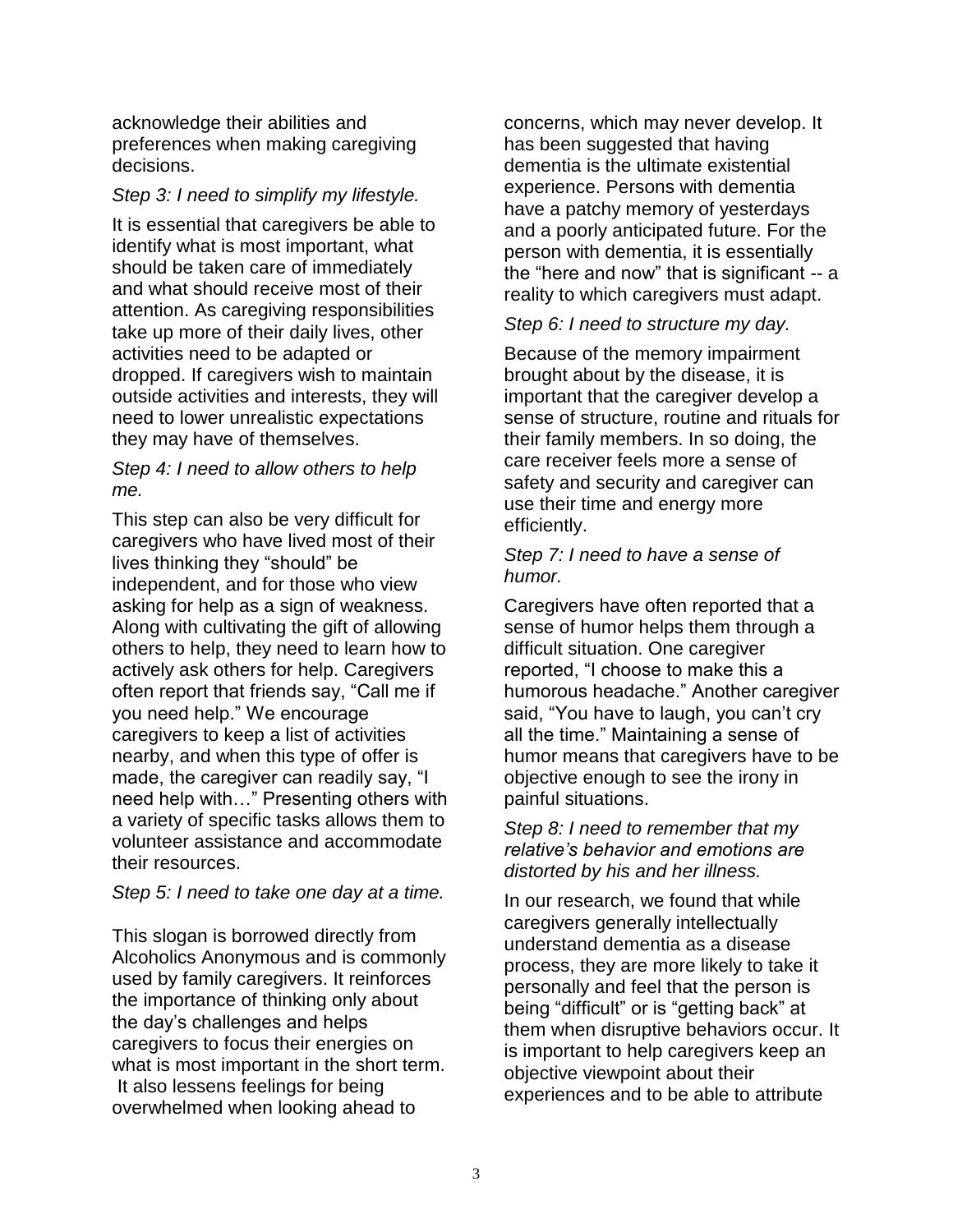acknowledge their abilities and preferences when making caregiving decisions.

*Step 3: I need to simplify my lifestyle.*

It is essential that caregivers be able to identify what is most important, what should be taken care of immediately and what should receive most of their attention. As caregiving responsibilities take up more of their daily lives, other activities need to be adapted or dropped. If caregivers wish to maintain outside activities and interests, they will need to lower unrealistic expectations they may have of themselves.

*Step 4: I need to allow others to help me.*

This step can also be very difficult for caregivers who have lived most of their lives thinking they "should" be independent, and for those who view asking for help as a sign of weakness. Along with cultivating the gift of allowing others to help, they need to learn how to actively ask others for help. Caregivers often report that friends say, "Call me if you need help." We encourage caregivers to keep a list of activities nearby, and when this type of offer is made, the caregiver can readily say, "I need help with…" Presenting others with a variety of specific tasks allows them to volunteer assistance and accommodate their resources.

*Step 5: I need to take one day at a time.*

This slogan is borrowed directly from Alcoholics Anonymous and is commonly used by family caregivers. It reinforces the importance of thinking only about the day's challenges and helps caregivers to focus their energies on what is most important in the short term. It also lessens feelings for being overwhelmed when looking ahead to concerns, which may never develop. It has been suggested that having dementia is the ultimate existential experience. Persons with dementia have a patchy memory of yesterdays and a poorly anticipated future. For the person with dementia, it is essentially the "here and now" that is significant -- a reality to which caregivers must adapt.

*Step 6: I need to structure my day.*

Because of the memory impairment brought about by the disease, it is important that the caregiver develop a sense of structure, routine and rituals for their family members. In so doing, the care receiver feels more a sense of safety and security and caregiver can use their time and energy more efficiently.

*Step 7: I need to have a sense of humor.*

Caregivers have often reported that a sense of humor helps them through a difficult situation. One caregiver reported, "I choose to make this a humorous headache." Another caregiver said, "You have to laugh, you can't cry all the time." Maintaining a sense of humor means that caregivers have to be objective enough to see the irony in painful situations.

*Step 8: I need to remember that my relative's behavior and emotions are distorted by his and her illness.*

In our research, we found that while caregivers generally intellectually understand dementia as a disease process, they are more likely to take it personally and feel that the person is being "difficult" or is "getting back" at them when disruptive behaviors occur. It is important to help caregivers keep an objective viewpoint about their experiences and to be able to attribute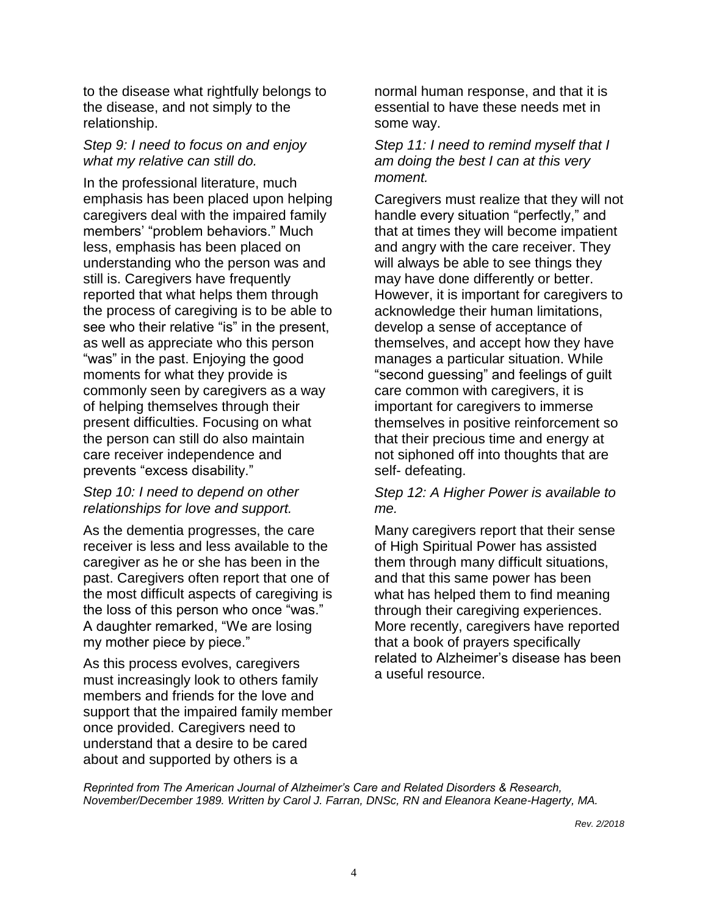to the disease what rightfully belongs to the disease, and not simply to the relationship.

*Step 9: I need to focus on and enjoy what my relative can still do.*

In the professional literature, much emphasis has been placed upon helping caregivers deal with the impaired family members' "problem behaviors." Much less, emphasis has been placed on understanding who the person was and still is. Caregivers have frequently reported that what helps them through the process of caregiving is to be able to see who their relative "is" in the present, as well as appreciate who this person "was" in the past. Enjoying the good moments for what they provide is commonly seen by caregivers as a way of helping themselves through their present difficulties. Focusing on what the person can still do also maintain care receiver independence and prevents "excess disability."

*Step 10: I need to depend on other relationships for love and support.*

As the dementia progresses, the care receiver is less and less available to the caregiver as he or she has been in the past. Caregivers often report that one of the most difficult aspects of caregiving is the loss of this person who once "was." A daughter remarked, "We are losing my mother piece by piece."

As this process evolves, caregivers must increasingly look to others family members and friends for the love and support that the impaired family member once provided. Caregivers need to understand that a desire to be cared about and supported by others is a normal human response, and that it is essential to have these needs met in some way.

*Step 11: I need to remind myself that I am doing the best I can at this very moment.*

Caregivers must realize that they will not handle every situation "perfectly," and that at times they will become impatient and angry with the care receiver. They will always be able to see things they may have done differently or better. However, it is important for caregivers to acknowledge their human limitations, develop a sense of acceptance of themselves, and accept how they have manages a particular situation. While "second guessing" and feelings of guilt care common with caregivers, it is important for caregivers to immerse themselves in positive reinforcement so that their precious time and energy at not siphoned off into thoughts that are self- defeating.

*Step 12: A Higher Power is available to me.*

Many caregivers report that their sense of High Spiritual Power has assisted them through many difficult situations, and that this same power has been what has helped them to find meaning through their caregiving experiences. More recently, caregivers have reported that a book of prayers specifically related to Alzheimer's disease has been a useful resource.

*Reprinted from The American Journal of Alzheimer's Care and Related Disorders & Research, November/December 1989. Written by Carol J. Farran, DNSc, RN and Eleanora Keane-Hagerty, MA.*

*Rev. 2/2018*